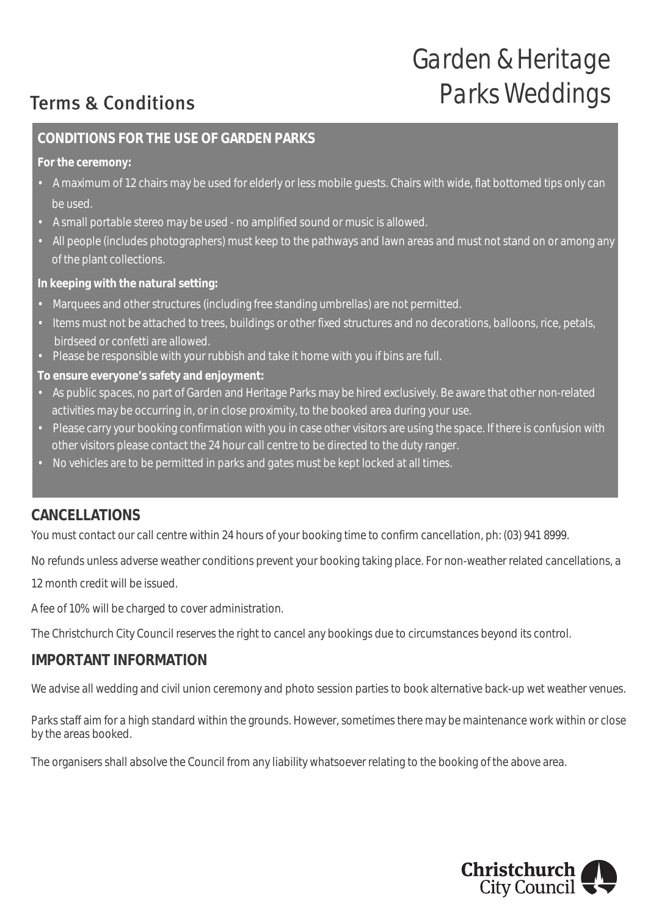# Garden & Heritage Parks Weddings

## Terms & Conditions

### CONDITIONS FOR THE USE OF GARDEN PARKS

**For the ceremony:**

- A maximum of 12 chairs may be used for elderly or less mobile guests. Chairs with wide, flat bottomed tips only can be used.
- A small portable stereo may be used - no amplified sound or music is allowed.
- All people (includes photographers) must keep to the pathways and lawn areas and must not stand on or among any of the plant collections.

**In keeping with the natural setting:**

- Marquees and other structures (including free standing umbrellas) are not permitted.
- Items must not be attached to trees, buildings or other fixed structures and no decorations, balloons, rice, petals, birdseed or confetti are allowed.
- Please be responsible with your rubbish and take it home with you if bins are full.

**To ensure everyone's safety and enjoyment:**

- As public spaces, no part of Garden and Heritage Parks may be hired exclusively. Be aware that other non-related activities may be occurring in, or in close proximity, to the booked area during your use.
- Please carry your booking confirmation with you in case other visitors are using the space. If there is confusion with other visitors please contact the 24 hour call centre to be directed to the duty ranger.
- No vehicles are to be permitted in parks and gates must be kept locked at all times.

### CANCELLATIONS

You must contact our call centre within 24 hours of your booking time to confirm cancellation, ph: (03) 941 8999.

No refunds unless adverse weather conditions prevent your booking taking place. For non-weather related cancellations, a 12 month credit will be issued.

A fee of 10% will be charged to cover administration.

The Christchurch City Council reserves the right to cancel any bookings due to circumstances beyond its control.

### IMPORTANT INFORMATION

We advise all wedding and civil union ceremony and photo session parties to book alternative back-up wet weather venues.

Parks staff aim for a high standard within the grounds. However, sometimes there may be maintenance work within or close by the areas booked.

The organisers shall absolve the Council from any liability whatsoever relating to the booking of the above area.

Christchurch City Council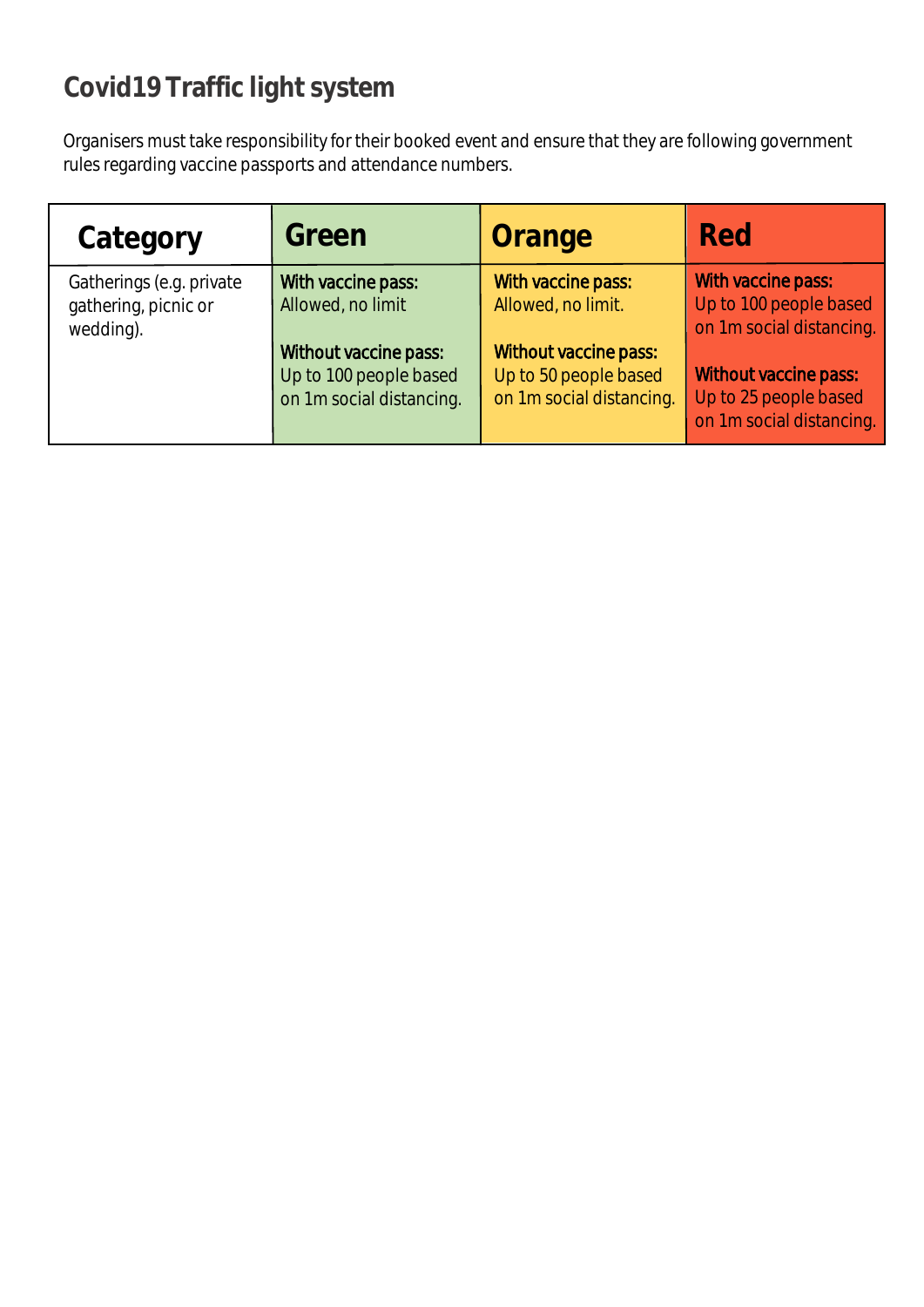## Covid19 Traffic light system

Organisers must take responsibility for their booked event and ensure that they are following government rules regarding vaccine passports and attendance numbers.

| Category | Green | Orange | Red |
| --- | --- | --- | --- |
| Gatherings (e.g. private gathering, picnic or wedding). | **With vaccine pass:** Allowed, no limit<br><br>**Without vaccine pass:** Up to 100 people based on 1m social distancing. | **With vaccine pass:** Allowed, no limit.<br><br>**Without vaccine pass:** Up to 50 people based on 1m social distancing. | **With vaccine pass:** Up to 100 people based on 1m social distancing.<br><br>**Without vaccine pass:** Up to 25 people based on 1m social distancing. |